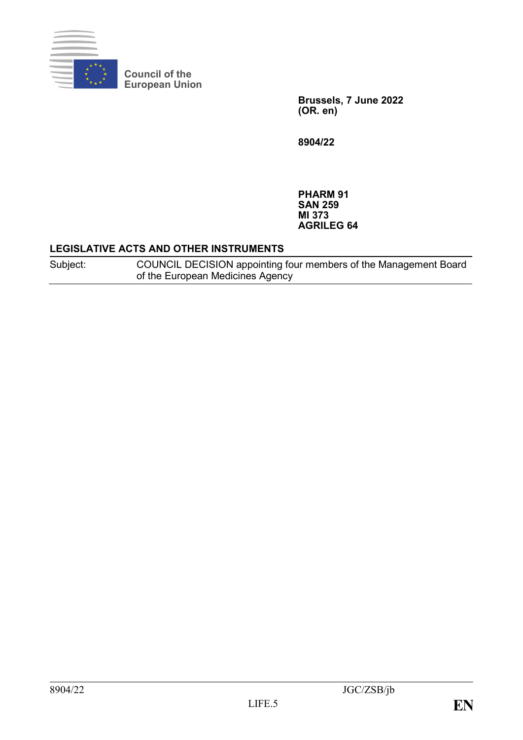Council of the European Union

**Brussels, 7 June 2022**
**(OR. en)**

**8904/22**

**PHARM 91**
**SAN 259**
**MI 373**
**AGRILEG 64**

**LEGISLATIVE ACTS AND OTHER INSTRUMENTS**

| Subject: | COUNCIL DECISION appointing four members of the Management Board of the European Medicines Agency |
|---|---|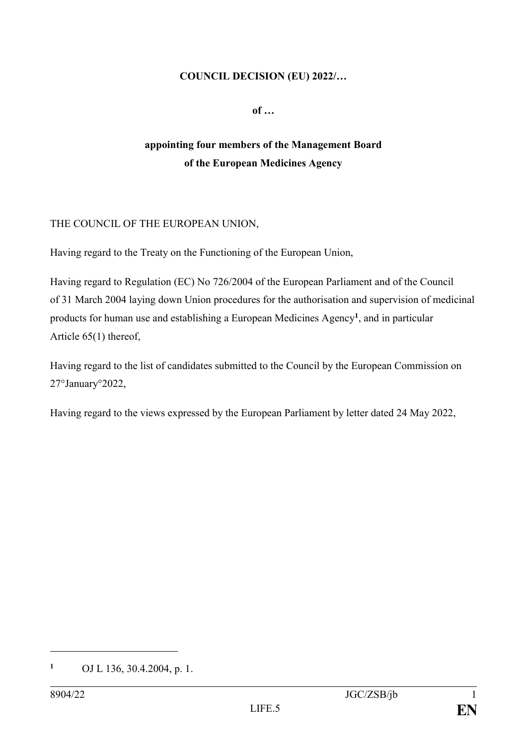**COUNCIL DECISION (EU) 2022/…**

**of …**

**appointing four members of the Management Board of the European Medicines Agency**

THE COUNCIL OF THE EUROPEAN UNION,

Having regard to the Treaty on the Functioning of the European Union,

Having regard to Regulation (EC) No 726/2004 of the European Parliament and of the Council of 31 March 2004 laying down Union procedures for the authorisation and supervision of medicinal products for human use and establishing a European Medicines Agency[1], and in particular Article 65(1) thereof,

Having regard to the list of candidates submitted to the Council by the European Commission on 27°January°2022,

Having regard to the views expressed by the European Parliament by letter dated 24 May 2022,

---

[1] OJ L 136, 30.4.2004, p. 1.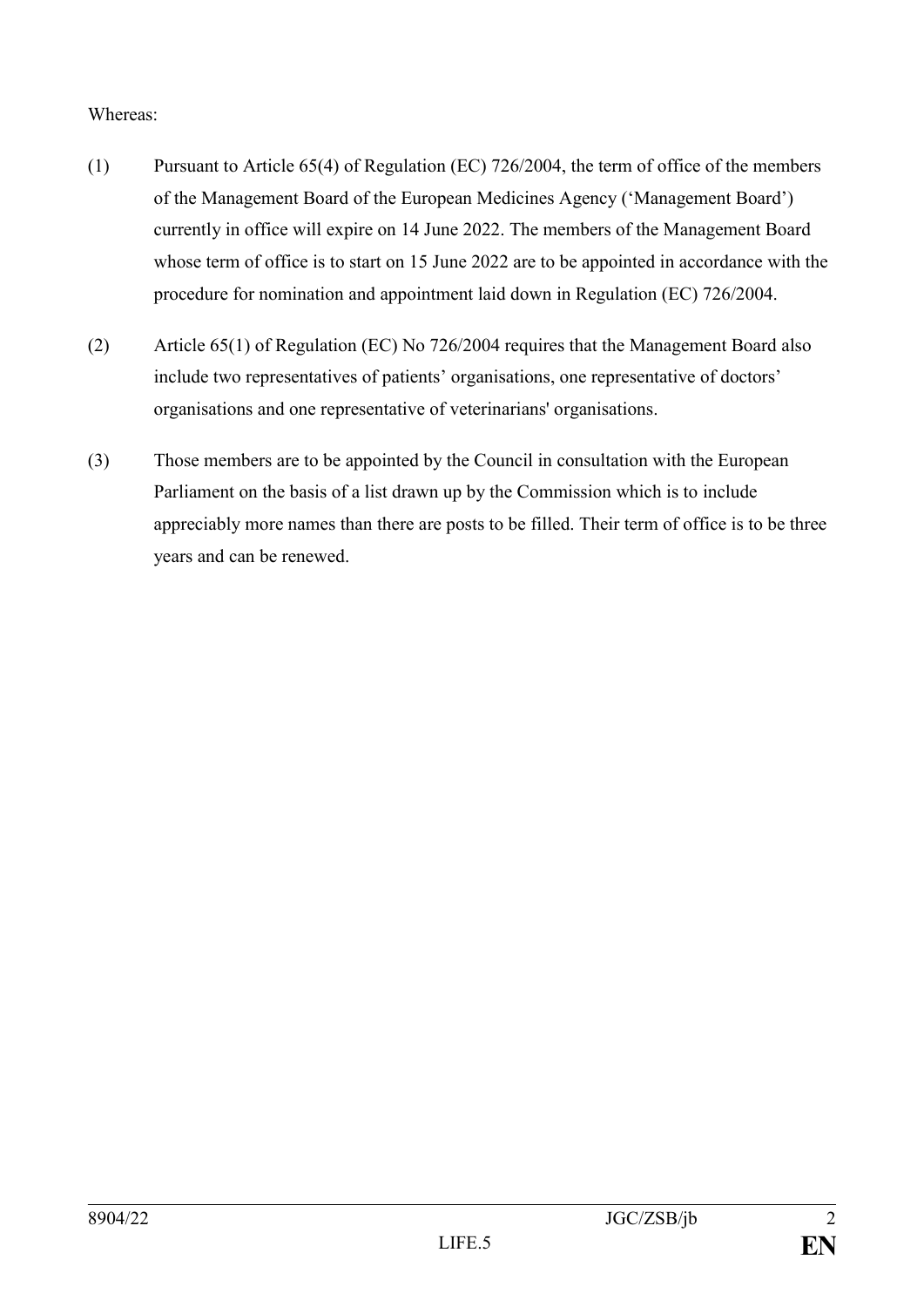Whereas:

(1) Pursuant to Article 65(4) of Regulation (EC) 726/2004, the term of office of the members of the Management Board of the European Medicines Agency ('Management Board') currently in office will expire on 14 June 2022. The members of the Management Board whose term of office is to start on 15 June 2022 are to be appointed in accordance with the procedure for nomination and appointment laid down in Regulation (EC) 726/2004.

(2) Article 65(1) of Regulation (EC) No 726/2004 requires that the Management Board also include two representatives of patients' organisations, one representative of doctors' organisations and one representative of veterinarians' organisations.

(3) Those members are to be appointed by the Council in consultation with the European Parliament on the basis of a list drawn up by the Commission which is to include appreciably more names than there are posts to be filled. Their term of office is to be three years and can be renewed.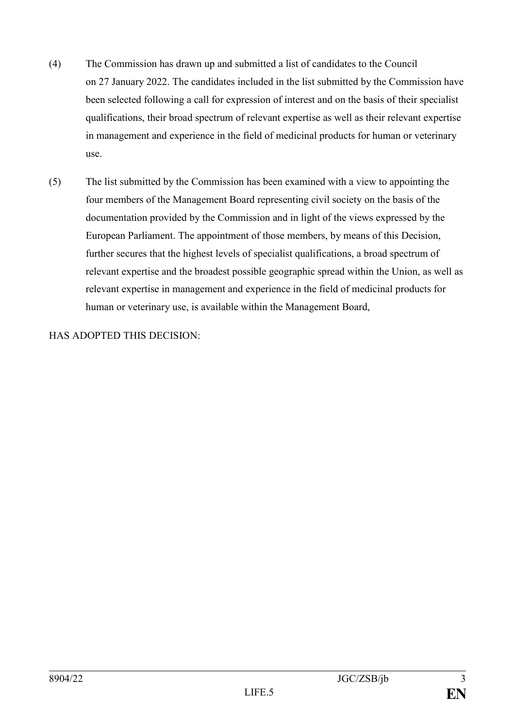(4) The Commission has drawn up and submitted a list of candidates to the Council on 27 January 2022. The candidates included in the list submitted by the Commission have been selected following a call for expression of interest and on the basis of their specialist qualifications, their broad spectrum of relevant expertise as well as their relevant expertise in management and experience in the field of medicinal products for human or veterinary use.

(5) The list submitted by the Commission has been examined with a view to appointing the four members of the Management Board representing civil society on the basis of the documentation provided by the Commission and in light of the views expressed by the European Parliament. The appointment of those members, by means of this Decision, further secures that the highest levels of specialist qualifications, a broad spectrum of relevant expertise and the broadest possible geographic spread within the Union, as well as relevant expertise in management and experience in the field of medicinal products for human or veterinary use, is available within the Management Board,

HAS ADOPTED THIS DECISION: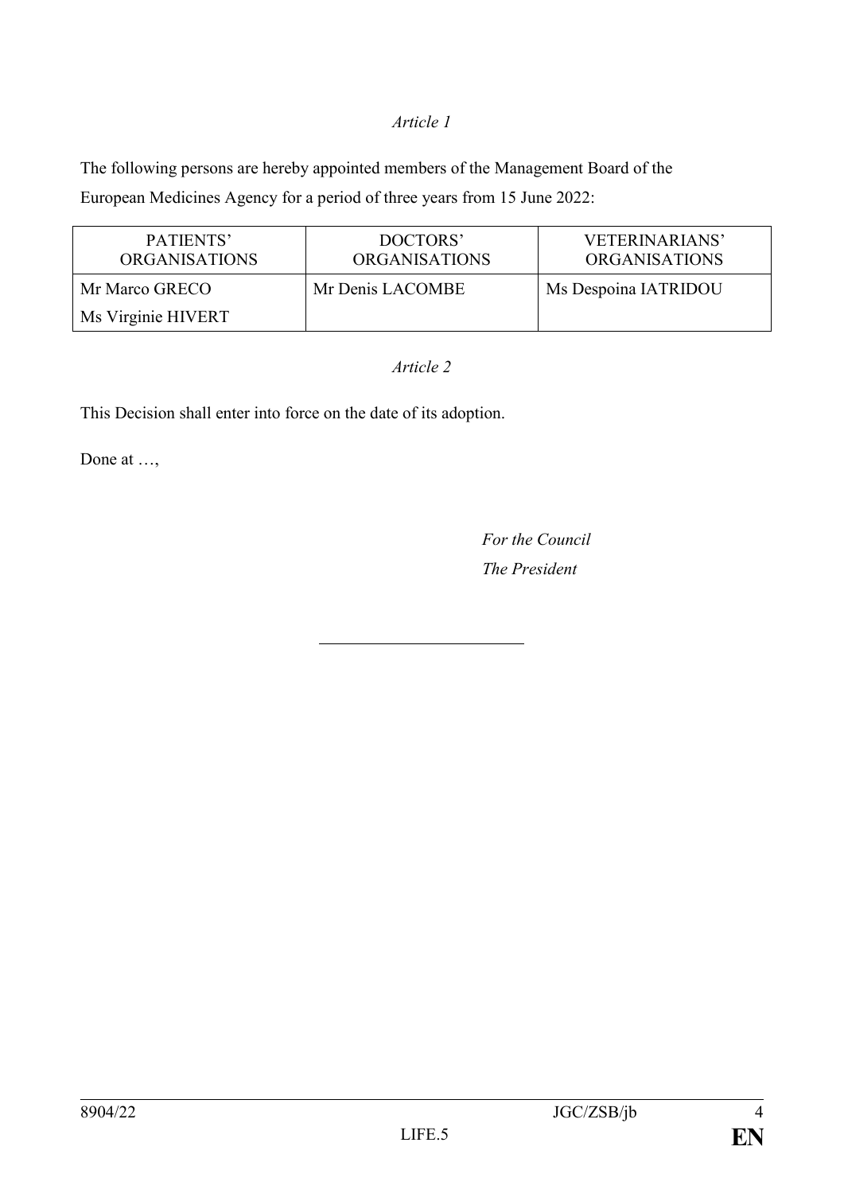*Article 1*

The following persons are hereby appointed members of the Management Board of the European Medicines Agency for a period of three years from 15 June 2022:

| PATIENTS' ORGANISATIONS | DOCTORS' ORGANISATIONS | VETERINARIANS' ORGANISATIONS |
|---|---|---|
| Mr Marco GRECO<br>Ms Virginie HIVERT | Mr Denis LACOMBE | Ms Despoina IATRIDOU |

*Article 2*

This Decision shall enter into force on the date of its adoption.

Done at …,

*For the Council*
*The President*